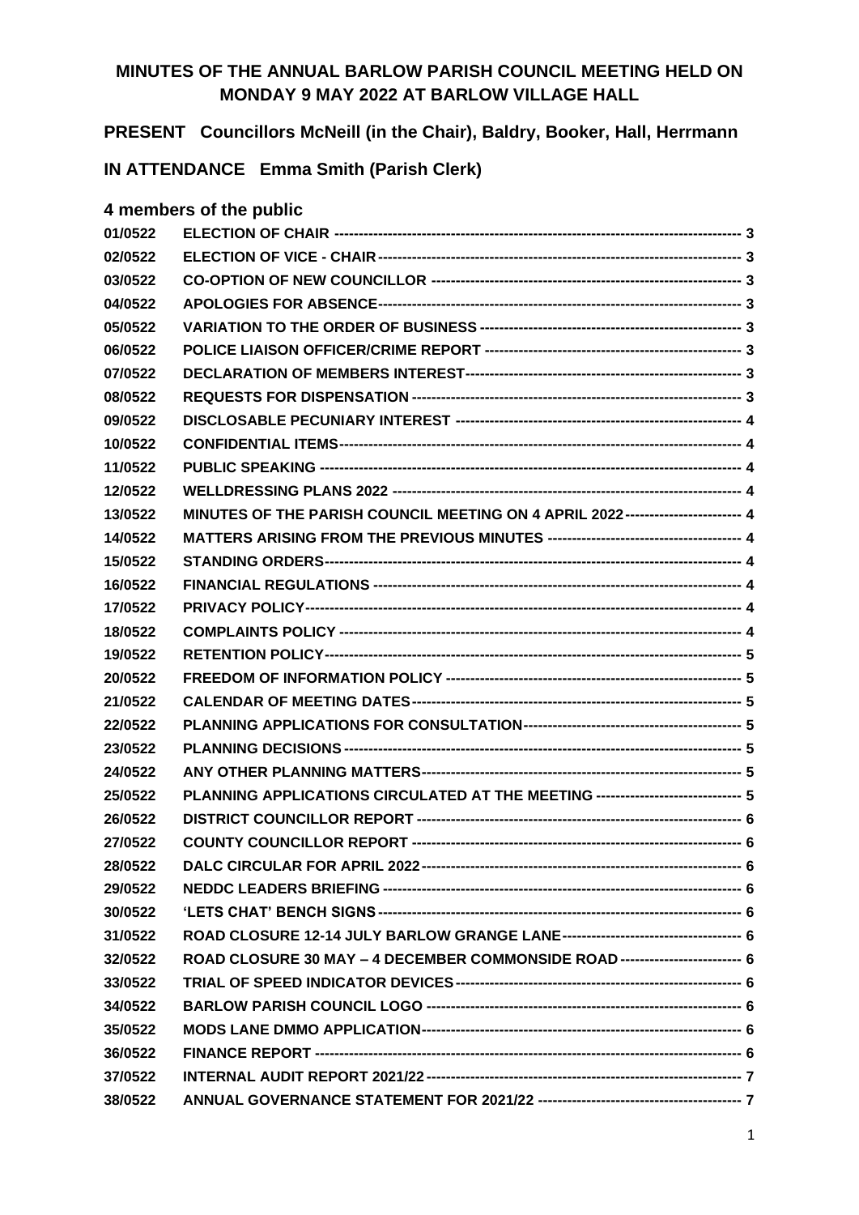# MINUTES OF THE ANNUAL BARLOW PARISH COUNCIL MEETING HELD ON MONDAY 9 MAY 2022 AT BARLOW VILLAGE HALL

**PRESENT** Councillors McNeill (in the Chair), Baldry, Booker, Hall, Herrmann

**IN ATTENDANCE** Emma Smith (Parish Clerk)

**4 members of the public**

| | | |
|---|---|---|
| 01/0522 | ELECTION OF CHAIR | 3 |
| 02/0522 | ELECTION OF VICE - CHAIR | 3 |
| 03/0522 | CO-OPTION OF NEW COUNCILLOR | 3 |
| 04/0522 | APOLOGIES FOR ABSENCE | 3 |
| 05/0522 | VARIATION TO THE ORDER OF BUSINESS | 3 |
| 06/0522 | POLICE LIAISON OFFICER/CRIME REPORT | 3 |
| 07/0522 | DECLARATION OF MEMBERS INTEREST | 3 |
| 08/0522 | REQUESTS FOR DISPENSATION | 3 |
| 09/0522 | DISCLOSABLE PECUNIARY INTEREST | 4 |
| 10/0522 | CONFIDENTIAL ITEMS | 4 |
| 11/0522 | PUBLIC SPEAKING | 4 |
| 12/0522 | WELLDRESSING PLANS 2022 | 4 |
| 13/0522 | MINUTES OF THE PARISH COUNCIL MEETING ON 4 APRIL 2022 | 4 |
| 14/0522 | MATTERS ARISING FROM THE PREVIOUS MINUTES | 4 |
| 15/0522 | STANDING ORDERS | 4 |
| 16/0522 | FINANCIAL REGULATIONS | 4 |
| 17/0522 | PRIVACY POLICY | 4 |
| 18/0522 | COMPLAINTS POLICY | 4 |
| 19/0522 | RETENTION POLICY | 5 |
| 20/0522 | FREEDOM OF INFORMATION POLICY | 5 |
| 21/0522 | CALENDAR OF MEETING DATES | 5 |
| 22/0522 | PLANNING APPLICATIONS FOR CONSULTATION | 5 |
| 23/0522 | PLANNING DECISIONS | 5 |
| 24/0522 | ANY OTHER PLANNING MATTERS | 5 |
| 25/0522 | PLANNING APPLICATIONS CIRCULATED AT THE MEETING | 5 |
| 26/0522 | DISTRICT COUNCILLOR REPORT | 6 |
| 27/0522 | COUNTY COUNCILLOR REPORT | 6 |
| 28/0522 | DALC CIRCULAR FOR APRIL 2022 | 6 |
| 29/0522 | NEDDC LEADERS BRIEFING | 6 |
| 30/0522 | 'LETS CHAT' BENCH SIGNS | 6 |
| 31/0522 | ROAD CLOSURE 12-14 JULY BARLOW GRANGE LANE | 6 |
| 32/0522 | ROAD CLOSURE 30 MAY – 4 DECEMBER COMMONSIDE ROAD | 6 |
| 33/0522 | TRIAL OF SPEED INDICATOR DEVICES | 6 |
| 34/0522 | BARLOW PARISH COUNCIL LOGO | 6 |
| 35/0522 | MODS LANE DMMO APPLICATION | 6 |
| 36/0522 | FINANCE REPORT | 6 |
| 37/0522 | INTERNAL AUDIT REPORT 2021/22 | 7 |
| 38/0522 | ANNUAL GOVERNANCE STATEMENT FOR 2021/22 | 7 |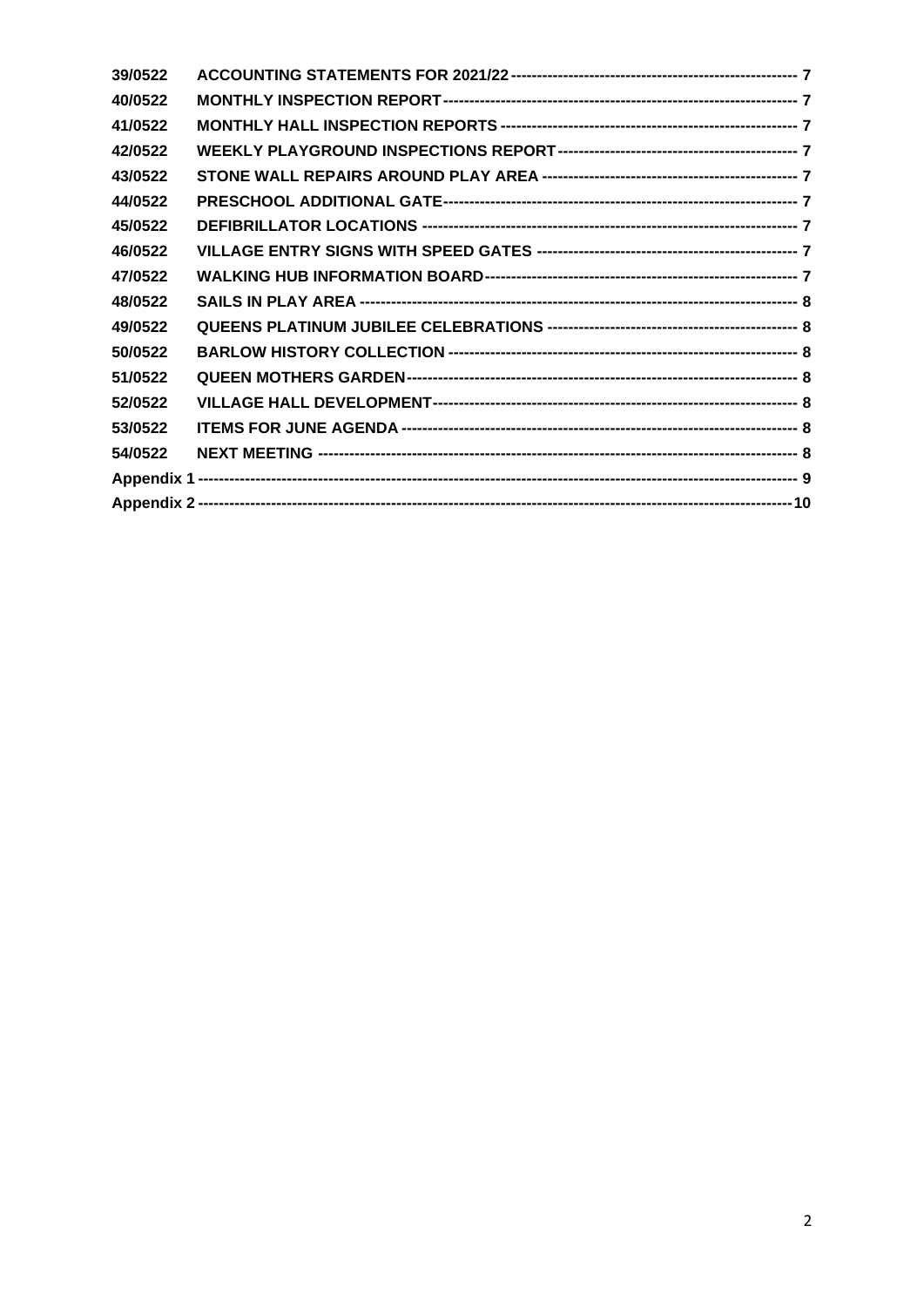| | | |
|---|---|---|
| 39/0522 | ACCOUNTING STATEMENTS FOR 2021/22 | 7 |
| 40/0522 | MONTHLY INSPECTION REPORT | 7 |
| 41/0522 | MONTHLY HALL INSPECTION REPORTS | 7 |
| 42/0522 | WEEKLY PLAYGROUND INSPECTIONS REPORT | 7 |
| 43/0522 | STONE WALL REPAIRS AROUND PLAY AREA | 7 |
| 44/0522 | PRESCHOOL ADDITIONAL GATE | 7 |
| 45/0522 | DEFIBRILLATOR LOCATIONS | 7 |
| 46/0522 | VILLAGE ENTRY SIGNS WITH SPEED GATES | 7 |
| 47/0522 | WALKING HUB INFORMATION BOARD | 7 |
| 48/0522 | SAILS IN PLAY AREA | 8 |
| 49/0522 | QUEENS PLATINUM JUBILEE CELEBRATIONS | 8 |
| 50/0522 | BARLOW HISTORY COLLECTION | 8 |
| 51/0522 | QUEEN MOTHERS GARDEN | 8 |
| 52/0522 | VILLAGE HALL DEVELOPMENT | 8 |
| 53/0522 | ITEMS FOR JUNE AGENDA | 8 |
| 54/0522 | NEXT MEETING | 8 |
| Appendix 1 | | 9 |
| Appendix 2 | | 10 |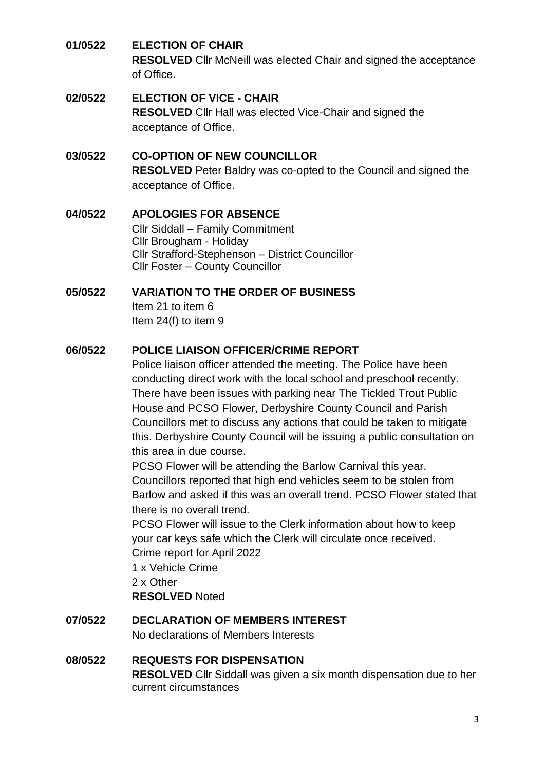**01/0522 ELECTION OF CHAIR**

**RESOLVED** Cllr McNeill was elected Chair and signed the acceptance of Office.

**02/0522 ELECTION OF VICE - CHAIR**

**RESOLVED** Cllr Hall was elected Vice-Chair and signed the acceptance of Office.

**03/0522 CO-OPTION OF NEW COUNCILLOR**

**RESOLVED** Peter Baldry was co-opted to the Council and signed the acceptance of Office.

**04/0522 APOLOGIES FOR ABSENCE**

Cllr Siddall – Family Commitment
Cllr Brougham - Holiday
Cllr Strafford-Stephenson – District Councillor
Cllr Foster – County Councillor

**05/0522 VARIATION TO THE ORDER OF BUSINESS**

Item 21 to item 6
Item 24(f) to item 9

**06/0522 POLICE LIAISON OFFICER/CRIME REPORT**

Police liaison officer attended the meeting. The Police have been conducting direct work with the local school and preschool recently. There have been issues with parking near The Tickled Trout Public House and PCSO Flower, Derbyshire County Council and Parish Councillors met to discuss any actions that could be taken to mitigate this. Derbyshire County Council will be issuing a public consultation on this area in due course.

PCSO Flower will be attending the Barlow Carnival this year.

Councillors reported that high end vehicles seem to be stolen from Barlow and asked if this was an overall trend. PCSO Flower stated that there is no overall trend.

PCSO Flower will issue to the Clerk information about how to keep your car keys safe which the Clerk will circulate once received.

Crime report for April 2022

1 x Vehicle Crime
2 x Other

**RESOLVED** Noted

**07/0522 DECLARATION OF MEMBERS INTEREST**

No declarations of Members Interests

**08/0522 REQUESTS FOR DISPENSATION**

**RESOLVED** Cllr Siddall was given a six month dispensation due to her current circumstances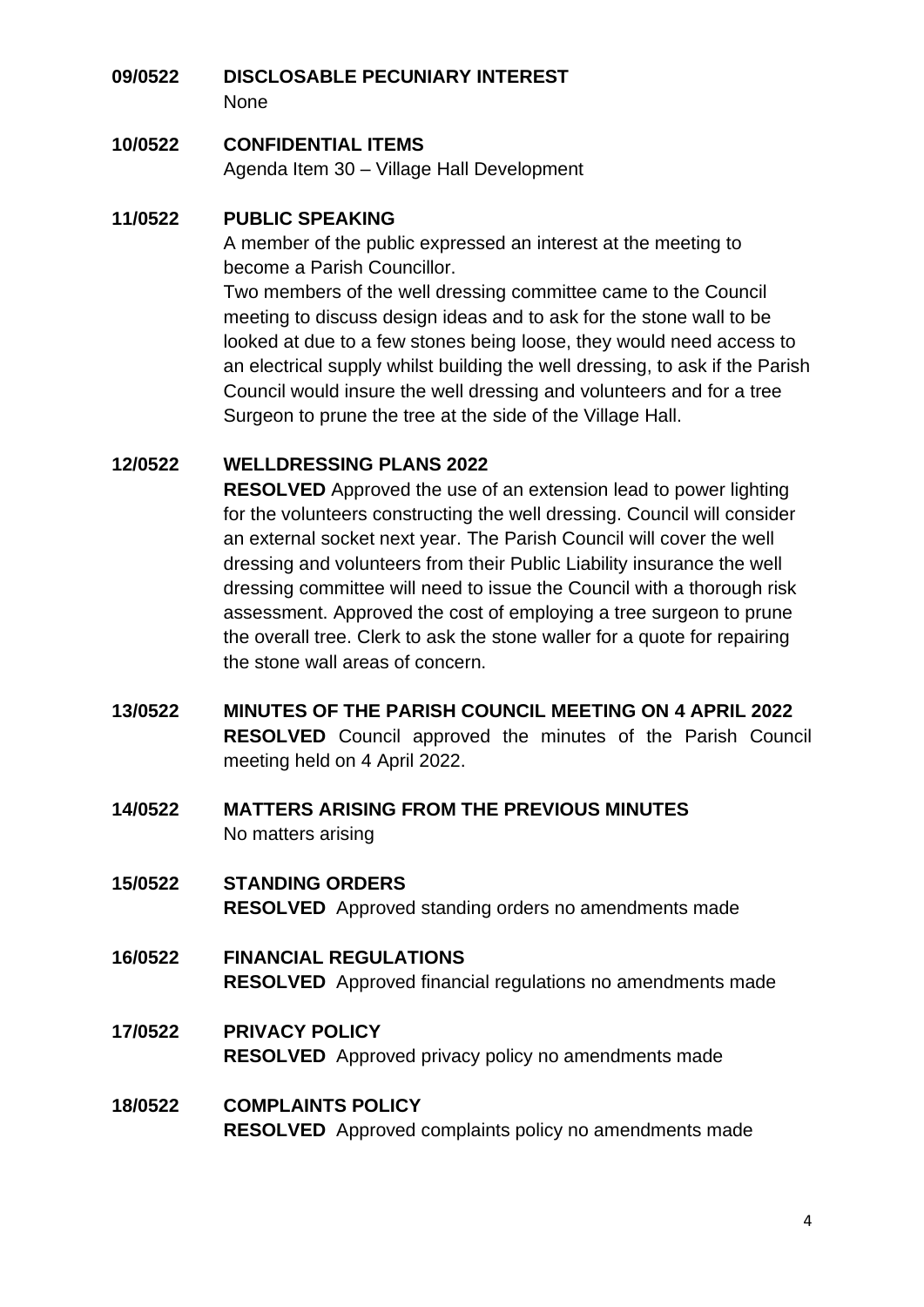**09/0522 DISCLOSABLE PECUNIARY INTEREST**

None

**10/0522 CONFIDENTIAL ITEMS**

Agenda Item 30 – Village Hall Development

**11/0522 PUBLIC SPEAKING**

A member of the public expressed an interest at the meeting to become a Parish Councillor.

Two members of the well dressing committee came to the Council meeting to discuss design ideas and to ask for the stone wall to be looked at due to a few stones being loose, they would need access to an electrical supply whilst building the well dressing, to ask if the Parish Council would insure the well dressing and volunteers and for a tree Surgeon to prune the tree at the side of the Village Hall.

**12/0522 WELLDRESSING PLANS 2022**

**RESOLVED** Approved the use of an extension lead to power lighting for the volunteers constructing the well dressing. Council will consider an external socket next year. The Parish Council will cover the well dressing and volunteers from their Public Liability insurance the well dressing committee will need to issue the Council with a thorough risk assessment. Approved the cost of employing a tree surgeon to prune the overall tree. Clerk to ask the stone waller for a quote for repairing the stone wall areas of concern.

**13/0522 MINUTES OF THE PARISH COUNCIL MEETING ON 4 APRIL 2022**

**RESOLVED** Council approved the minutes of the Parish Council meeting held on 4 April 2022.

**14/0522 MATTERS ARISING FROM THE PREVIOUS MINUTES**

No matters arising

**15/0522 STANDING ORDERS**

**RESOLVED** Approved standing orders no amendments made

**16/0522 FINANCIAL REGULATIONS**

**RESOLVED** Approved financial regulations no amendments made

**17/0522 PRIVACY POLICY**

**RESOLVED** Approved privacy policy no amendments made

**18/0522 COMPLAINTS POLICY**

**RESOLVED** Approved complaints policy no amendments made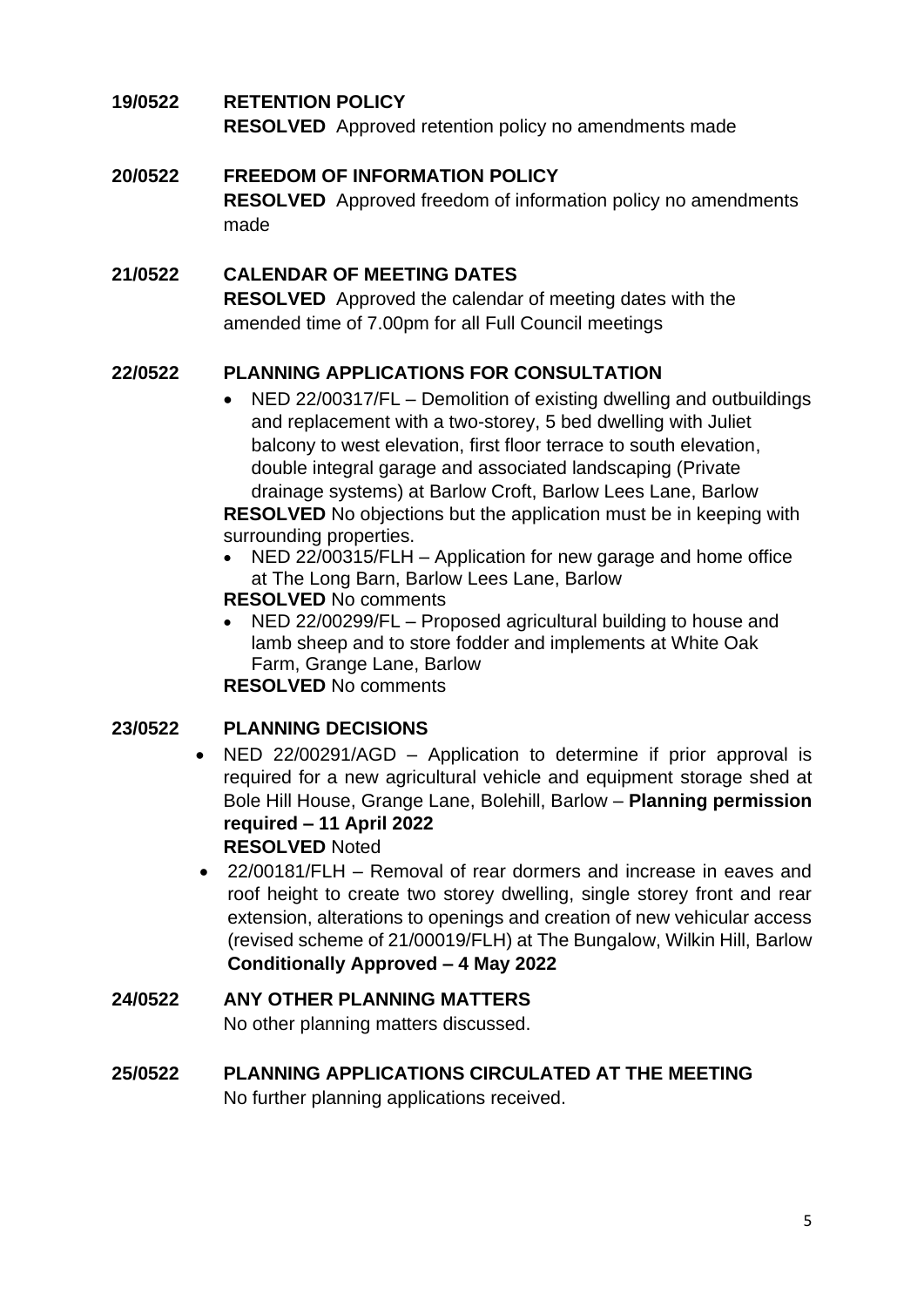**19/0522 RETENTION POLICY**

**RESOLVED** Approved retention policy no amendments made

**20/0522 FREEDOM OF INFORMATION POLICY**

**RESOLVED** Approved freedom of information policy no amendments made

**21/0522 CALENDAR OF MEETING DATES**

**RESOLVED** Approved the calendar of meeting dates with the amended time of 7.00pm for all Full Council meetings

**22/0522 PLANNING APPLICATIONS FOR CONSULTATION**

- NED 22/00317/FL – Demolition of existing dwelling and outbuildings and replacement with a two-storey, 5 bed dwelling with Juliet balcony to west elevation, first floor terrace to south elevation, double integral garage and associated landscaping (Private drainage systems) at Barlow Croft, Barlow Lees Lane, Barlow

**RESOLVED** No objections but the application must be in keeping with surrounding properties.

- NED 22/00315/FLH – Application for new garage and home office at The Long Barn, Barlow Lees Lane, Barlow

**RESOLVED** No comments

- NED 22/00299/FL – Proposed agricultural building to house and lamb sheep and to store fodder and implements at White Oak Farm, Grange Lane, Barlow

**RESOLVED** No comments

**23/0522 PLANNING DECISIONS**

- NED 22/00291/AGD – Application to determine if prior approval is required for a new agricultural vehicle and equipment storage shed at Bole Hill House, Grange Lane, Bolehill, Barlow – **Planning permission required – 11 April 2022**

  **RESOLVED** Noted

- 22/00181/FLH – Removal of rear dormers and increase in eaves and roof height to create two storey dwelling, single storey front and rear extension, alterations to openings and creation of new vehicular access (revised scheme of 21/00019/FLH) at The Bungalow, Wilkin Hill, Barlow **Conditionally Approved – 4 May 2022**

**24/0522 ANY OTHER PLANNING MATTERS**

No other planning matters discussed.

**25/0522 PLANNING APPLICATIONS CIRCULATED AT THE MEETING**

No further planning applications received.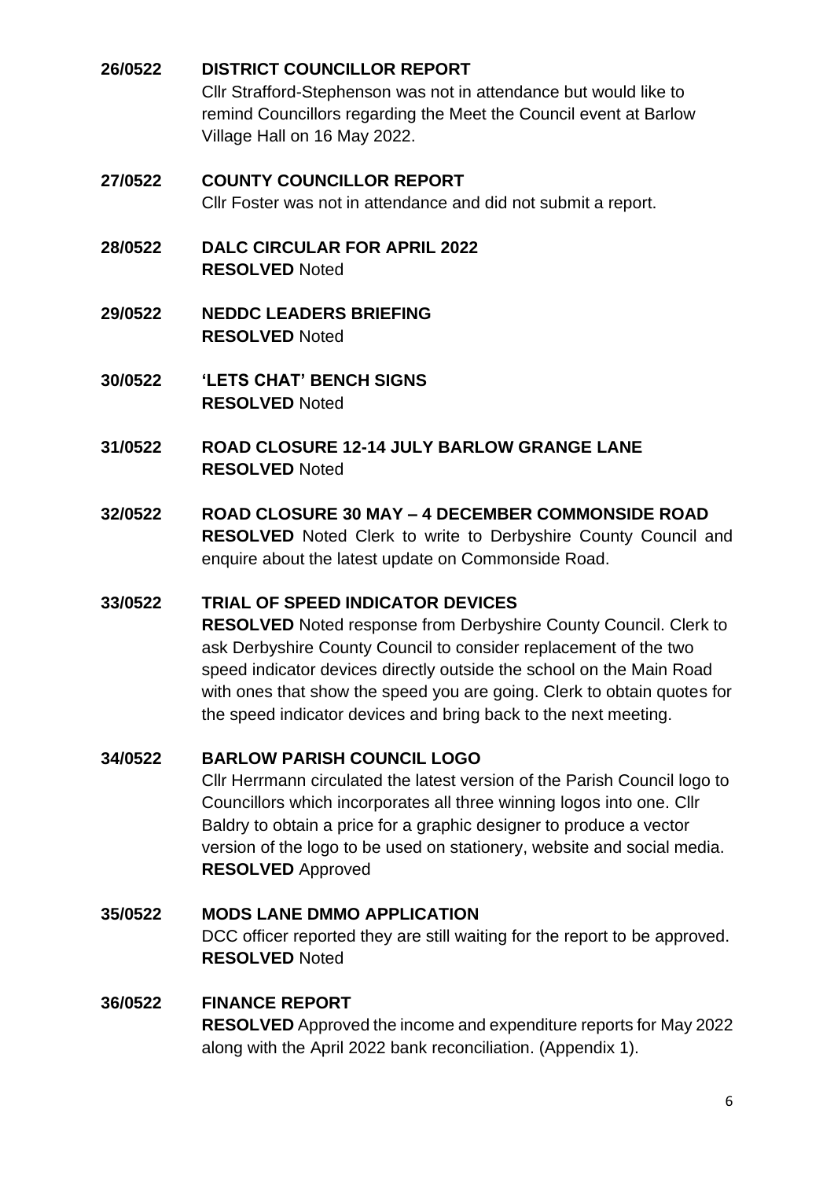**26/0522 DISTRICT COUNCILLOR REPORT**

Cllr Strafford-Stephenson was not in attendance but would like to remind Councillors regarding the Meet the Council event at Barlow Village Hall on 16 May 2022.

**27/0522 COUNTY COUNCILLOR REPORT**

Cllr Foster was not in attendance and did not submit a report.

**28/0522 DALC CIRCULAR FOR APRIL 2022**

**RESOLVED** Noted

**29/0522 NEDDC LEADERS BRIEFING**

**RESOLVED** Noted

**30/0522 'LETS CHAT' BENCH SIGNS**

**RESOLVED** Noted

**31/0522 ROAD CLOSURE 12-14 JULY BARLOW GRANGE LANE**

**RESOLVED** Noted

**32/0522 ROAD CLOSURE 30 MAY – 4 DECEMBER COMMONSIDE ROAD**

**RESOLVED** Noted Clerk to write to Derbyshire County Council and enquire about the latest update on Commonside Road.

**33/0522 TRIAL OF SPEED INDICATOR DEVICES**

**RESOLVED** Noted response from Derbyshire County Council. Clerk to ask Derbyshire County Council to consider replacement of the two speed indicator devices directly outside the school on the Main Road with ones that show the speed you are going. Clerk to obtain quotes for the speed indicator devices and bring back to the next meeting.

**34/0522 BARLOW PARISH COUNCIL LOGO**

Cllr Herrmann circulated the latest version of the Parish Council logo to Councillors which incorporates all three winning logos into one. Cllr Baldry to obtain a price for a graphic designer to produce a vector version of the logo to be used on stationery, website and social media.

**RESOLVED** Approved

**35/0522 MODS LANE DMMO APPLICATION**

DCC officer reported they are still waiting for the report to be approved.

**RESOLVED** Noted

**36/0522 FINANCE REPORT**

**RESOLVED** Approved the income and expenditure reports for May 2022 along with the April 2022 bank reconciliation. (Appendix 1).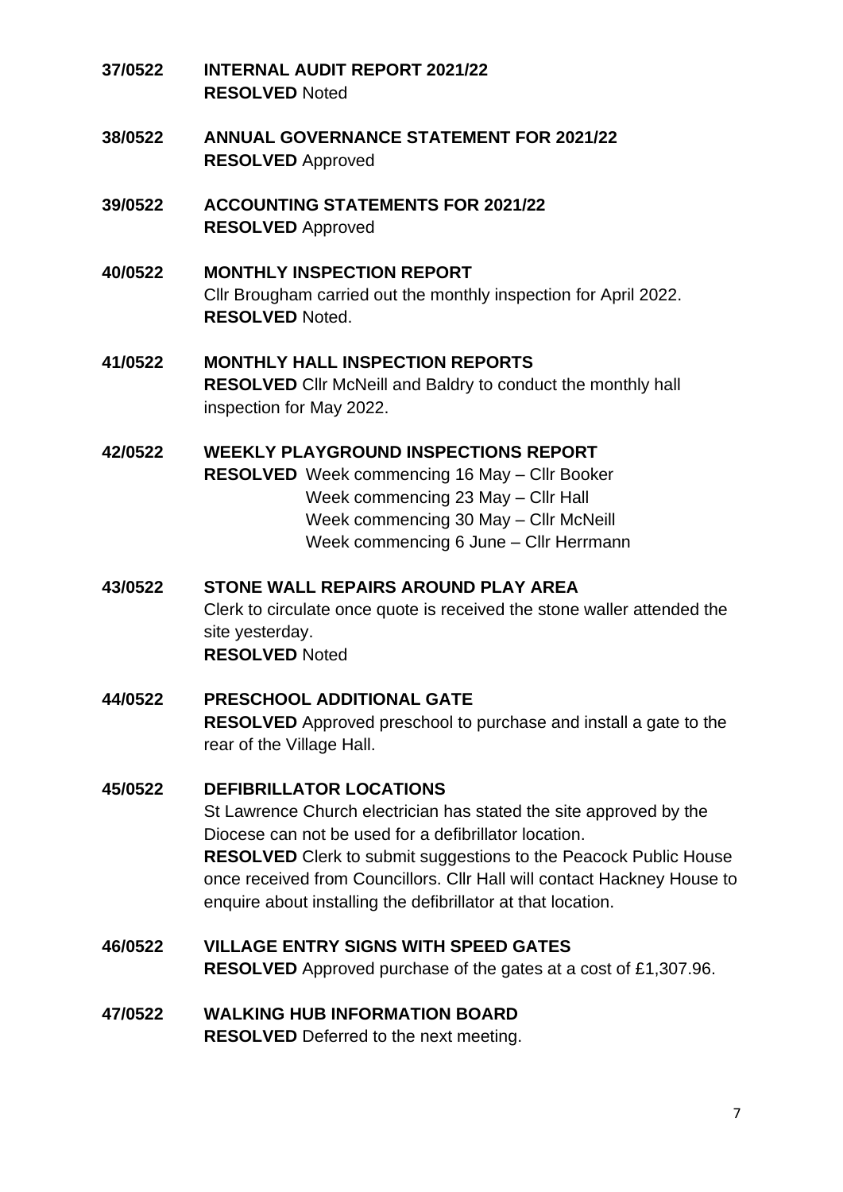**37/0522 INTERNAL AUDIT REPORT 2021/22**
**RESOLVED** Noted

**38/0522 ANNUAL GOVERNANCE STATEMENT FOR 2021/22**
**RESOLVED** Approved

**39/0522 ACCOUNTING STATEMENTS FOR 2021/22**
**RESOLVED** Approved

**40/0522 MONTHLY INSPECTION REPORT**
Cllr Brougham carried out the monthly inspection for April 2022.
**RESOLVED** Noted.

**41/0522 MONTHLY HALL INSPECTION REPORTS**
**RESOLVED** Cllr McNeill and Baldry to conduct the monthly hall inspection for May 2022.

**42/0522 WEEKLY PLAYGROUND INSPECTIONS REPORT**
**RESOLVED** Week commencing 16 May – Cllr Booker
Week commencing 23 May – Cllr Hall
Week commencing 30 May – Cllr McNeill
Week commencing 6 June – Cllr Herrmann

**43/0522 STONE WALL REPAIRS AROUND PLAY AREA**
Clerk to circulate once quote is received the stone waller attended the site yesterday.
**RESOLVED** Noted

**44/0522 PRESCHOOL ADDITIONAL GATE**
**RESOLVED** Approved preschool to purchase and install a gate to the rear of the Village Hall.

**45/0522 DEFIBRILLATOR LOCATIONS**
St Lawrence Church electrician has stated the site approved by the Diocese can not be used for a defibrillator location.
**RESOLVED** Clerk to submit suggestions to the Peacock Public House once received from Councillors. Cllr Hall will contact Hackney House to enquire about installing the defibrillator at that location.

**46/0522 VILLAGE ENTRY SIGNS WITH SPEED GATES**
**RESOLVED** Approved purchase of the gates at a cost of £1,307.96.

**47/0522 WALKING HUB INFORMATION BOARD**
**RESOLVED** Deferred to the next meeting.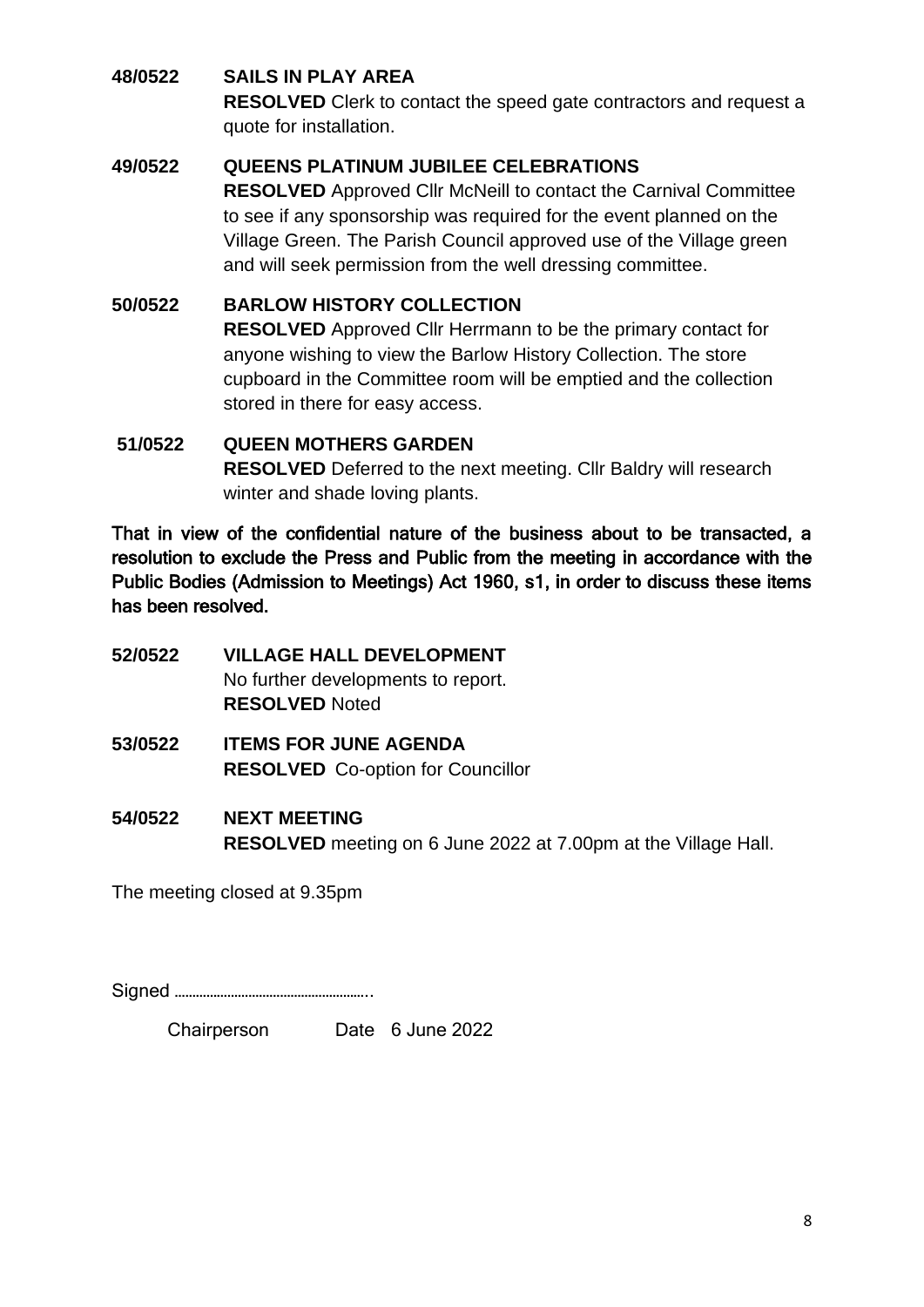**48/0522 SAILS IN PLAY AREA**

**RESOLVED** Clerk to contact the speed gate contractors and request a quote for installation.

**49/0522 QUEENS PLATINUM JUBILEE CELEBRATIONS**

**RESOLVED** Approved Cllr McNeill to contact the Carnival Committee to see if any sponsorship was required for the event planned on the Village Green. The Parish Council approved use of the Village green and will seek permission from the well dressing committee.

**50/0522 BARLOW HISTORY COLLECTION**

**RESOLVED** Approved Cllr Herrmann to be the primary contact for anyone wishing to view the Barlow History Collection. The store cupboard in the Committee room will be emptied and the collection stored in there for easy access.

**51/0522 QUEEN MOTHERS GARDEN**

**RESOLVED** Deferred to the next meeting. Cllr Baldry will research winter and shade loving plants.

**That in view of the confidential nature of the business about to be transacted, a resolution to exclude the Press and Public from the meeting in accordance with the Public Bodies (Admission to Meetings) Act 1960, s1, in order to discuss these items has been resolved.**

**52/0522 VILLAGE HALL DEVELOPMENT**

No further developments to report.
**RESOLVED** Noted

**53/0522 ITEMS FOR JUNE AGENDA**

**RESOLVED** Co-option for Councillor

**54/0522 NEXT MEETING**

**RESOLVED** meeting on 6 June 2022 at 7.00pm at the Village Hall.

The meeting closed at 9.35pm

Signed ………………………………………..

Chairperson Date 6 June 2022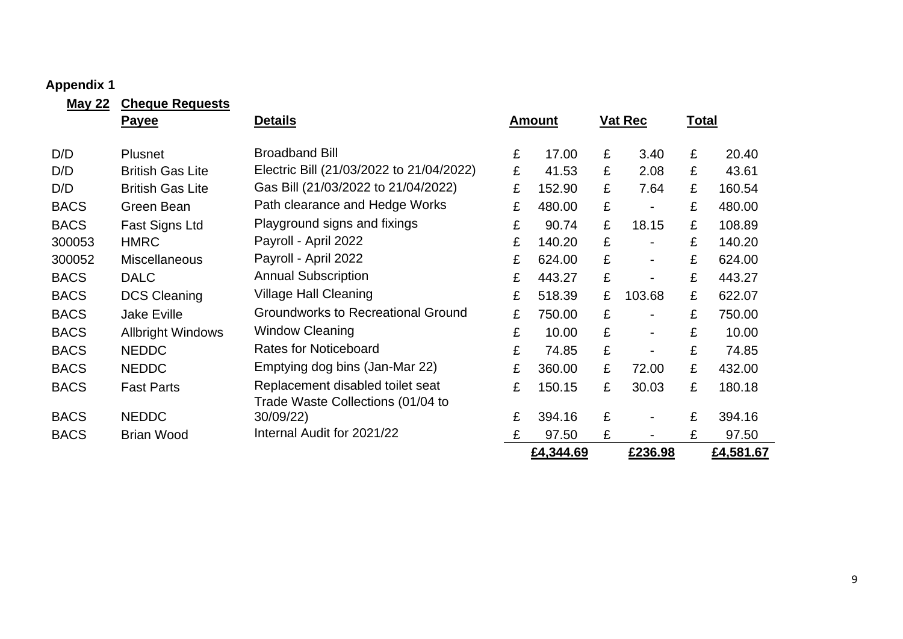**Appendix 1**

**May 22** **Cheque Requests**

| | **Payee** | **Details** | **Amount** | **Vat Rec** | **Total** |
|---|---|---|---|---|---|
| D/D | Plusnet | Broadband Bill | £ 17.00 | £ 3.40 | £ 20.40 |
| D/D | British Gas Lite | Electric Bill (21/03/2022 to 21/04/2022) | £ 41.53 | £ 2.08 | £ 43.61 |
| D/D | British Gas Lite | Gas Bill (21/03/2022 to 21/04/2022) | £ 152.90 | £ 7.64 | £ 160.54 |
| BACS | Green Bean | Path clearance and Hedge Works | £ 480.00 | £ - | £ 480.00 |
| BACS | Fast Signs Ltd | Playground signs and fixings | £ 90.74 | £ 18.15 | £ 108.89 |
| 300053 | HMRC | Payroll - April 2022 | £ 140.20 | £ - | £ 140.20 |
| 300052 | Miscellaneous | Payroll - April 2022 | £ 624.00 | £ - | £ 624.00 |
| BACS | DALC | Annual Subscription | £ 443.27 | £ - | £ 443.27 |
| BACS | DCS Cleaning | Village Hall Cleaning | £ 518.39 | £ 103.68 | £ 622.07 |
| BACS | Jake Eville | Groundworks to Recreational Ground | £ 750.00 | £ - | £ 750.00 |
| BACS | Allbright Windows | Window Cleaning | £ 10.00 | £ - | £ 10.00 |
| BACS | NEDDC | Rates for Noticeboard | £ 74.85 | £ - | £ 74.85 |
| BACS | NEDDC | Emptying dog bins (Jan-Mar 22) | £ 360.00 | £ 72.00 | £ 432.00 |
| BACS | Fast Parts | Replacement disabled toilet seat | £ 150.15 | £ 30.03 | £ 180.18 |
| BACS | NEDDC | Trade Waste Collections (01/04 to 30/09/22) | £ 394.16 | £ - | £ 394.16 |
| BACS | Brian Wood | Internal Audit for 2021/22 | £ 97.50 | £ - | £ 97.50 |
| | | | **£4,344.69** | **£236.98** | **£4,581.67** |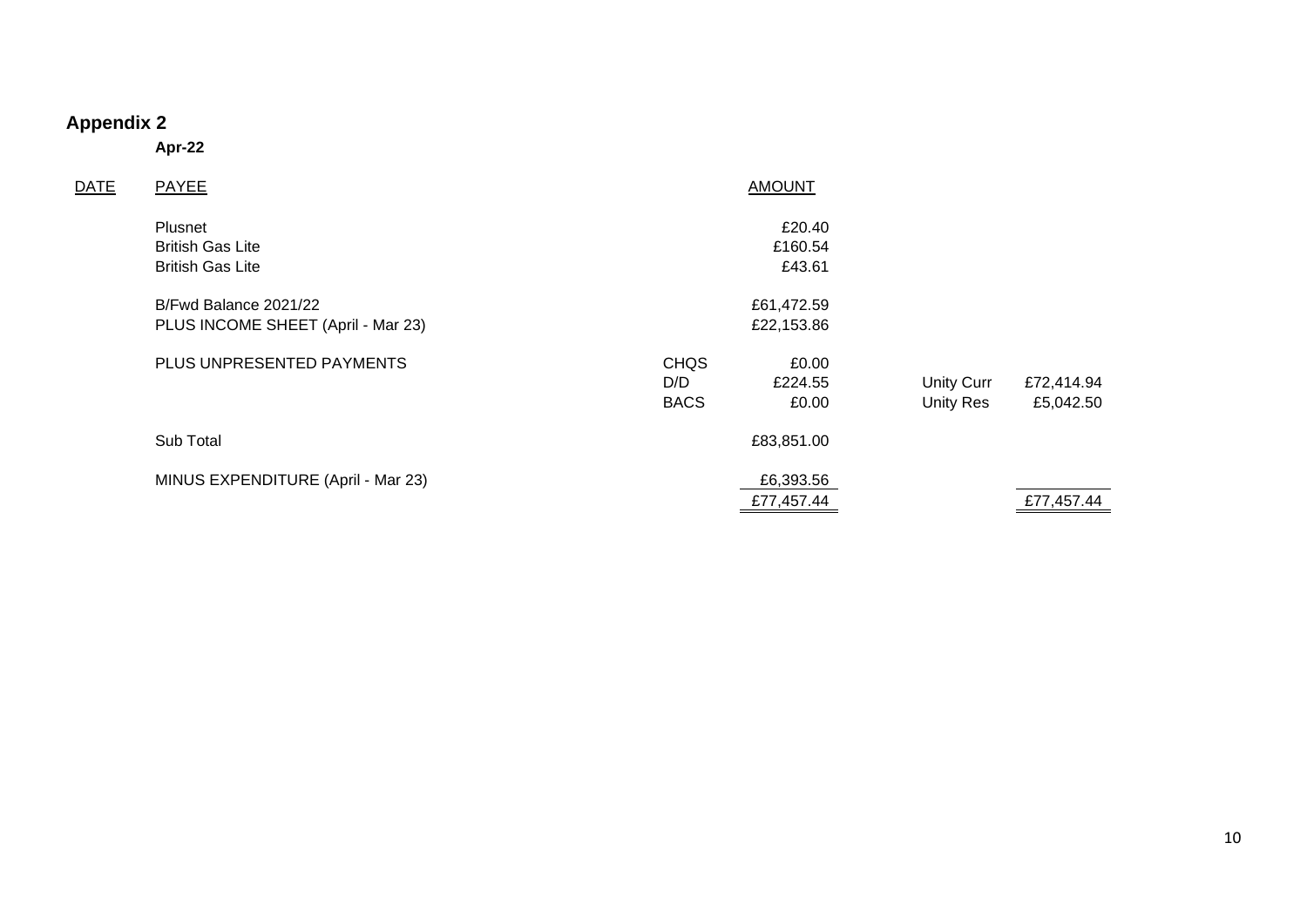## Appendix 2

**Apr-22**

| DATE | PAYEE | | AMOUNT | | |
|---|---|---|---|---|---|
| | Plusnet | | £20.40 | | |
| | British Gas Lite | | £160.54 | | |
| | British Gas Lite | | £43.61 | | |
| | | | | | |
| | B/Fwd Balance 2021/22 | | £61,472.59 | | |
| | PLUS INCOME SHEET (April - Mar 23) | | £22,153.86 | | |
| | | | | | |
| | PLUS UNPRESENTED PAYMENTS | CHQS | £0.00 | | |
| | | D/D | £224.55 | Unity Curr | £72,414.94 |
| | | BACS | £0.00 | Unity Res | £5,042.50 |
| | | | | | |
| | Sub Total | | £83,851.00 | | |
| | | | | | |
| | MINUS EXPENDITURE (April - Mar 23) | | £6,393.56 | | |
| | | | £77,457.44 | | £77,457.44 |